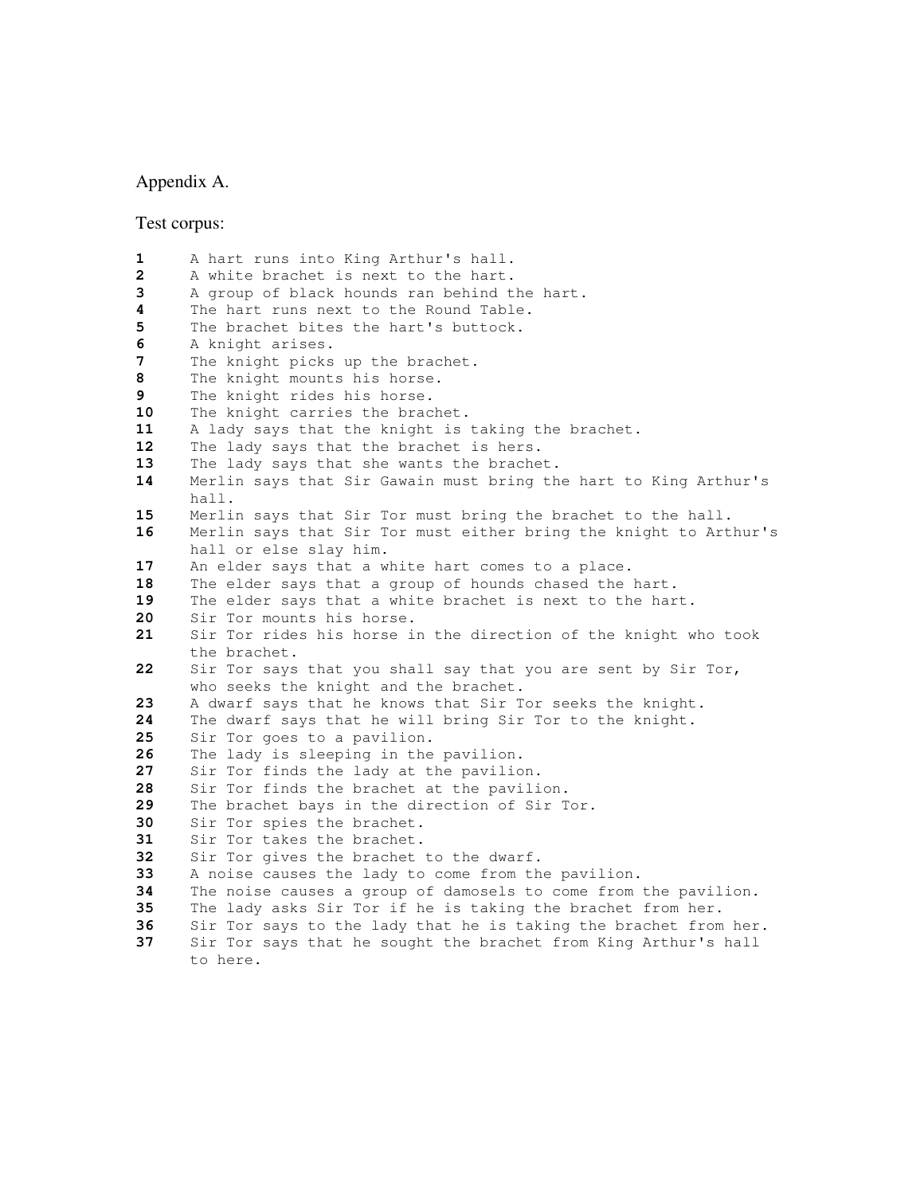Appendix A.

Test corpus:

```
1     A hart runs into King Arthur's hall.
2     A white brachet is next to the hart.
3     A group of black hounds ran behind the hart.
4     The hart runs next to the Round Table.
5     The brachet bites the hart's buttock.
6     A knight arises.
7     The knight picks up the brachet.
8     The knight mounts his horse.
9     The knight rides his horse.
10    The knight carries the brachet.
11    A lady says that the knight is taking the brachet.
12    The lady says that the brachet is hers.
13    The lady says that she wants the brachet.
14    Merlin says that Sir Gawain must bring the hart to King Arthur's
      hall.
15    Merlin says that Sir Tor must bring the brachet to the hall.
16    Merlin says that Sir Tor must either bring the knight to Arthur's
      hall or else slay him.
17    An elder says that a white hart comes to a place.
18    The elder says that a group of hounds chased the hart.
19    The elder says that a white brachet is next to the hart.
20    Sir Tor mounts his horse.
21    Sir Tor rides his horse in the direction of the knight who took
      the brachet.
22    Sir Tor says that you shall say that you are sent by Sir Tor,
      who seeks the knight and the brachet.
23    A dwarf says that he knows that Sir Tor seeks the knight.
24    The dwarf says that he will bring Sir Tor to the knight.
25    Sir Tor goes to a pavilion.
26    The lady is sleeping in the pavilion.
27    Sir Tor finds the lady at the pavilion.
28    Sir Tor finds the brachet at the pavilion.
29    The brachet bays in the direction of Sir Tor.
30    Sir Tor spies the brachet.
31    Sir Tor takes the brachet.
32    Sir Tor gives the brachet to the dwarf.
33    A noise causes the lady to come from the pavilion.
34    The noise causes a group of damosels to come from the pavilion.
35    The lady asks Sir Tor if he is taking the brachet from her.
36    Sir Tor says to the lady that he is taking the brachet from her.
37    Sir Tor says that he sought the brachet from King Arthur's hall
      to here.
```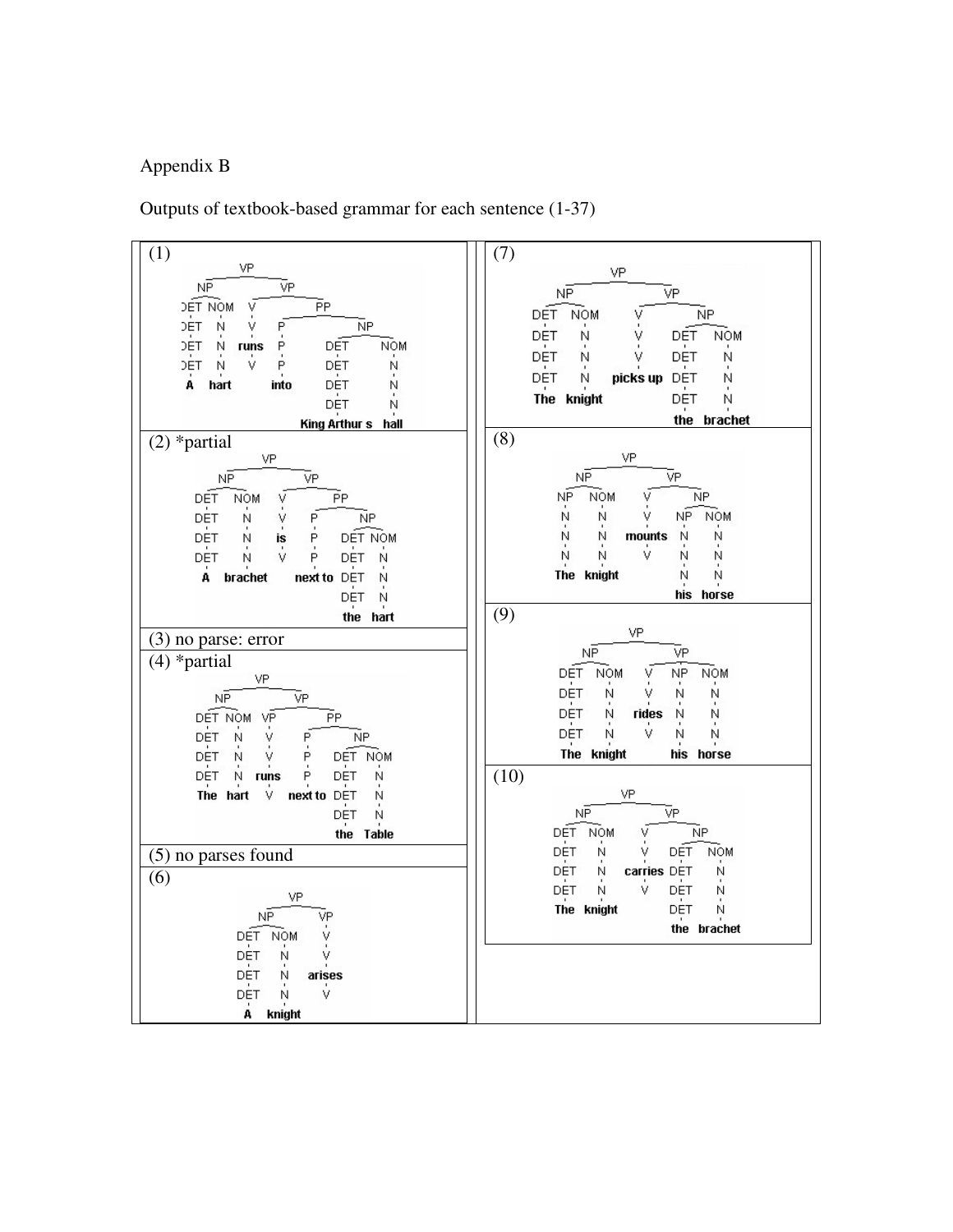Appendix B

Outputs of textbook-based grammar for each sentence (1-37)

(1)

```
                    VP
       NP                     VP
  DET  NOM          V                   PP
  DET  N            V        P                  NP
  DET  N          runs       P          DET          NOM
  DET  N            V        P          DET          N
  A    hart                 into        DET          N
                                        DET          N
                                   King Arthur s     hall
```

(2) *partial

```
                    VP
       NP                     VP
  DET  NOM          V                   PP
  DET  N            V        P                  NP
  DET  N           is        P          DET  NOM
  DET  N            V        P          DET  N
  A    brachet              next to     DET  N
                                        DET  N
                                        the  hart
```

(3) no parse: error

(4) *partial

```
                    VP
       NP                     VP
  DET  NOM          VP                  PP
  DET  N            V        P                  NP
  DET  N            V        P          DET  NOM
  DET  N          runs       P          DET  N
  The  hart         V       next to     DET  N
                                        DET  N
                                        the  Table
```

(5) no parses found

(6)

```
              VP
       NP            VP
  DET  NOM           V
  DET  N             V
  DET  N           arises
  DET  N             V
  A    knight
```

(7)

```
                    VP
       NP                     VP
  DET  NOM          V                   NP
  DET  N            V           DET          NOM
  DET  N            V           DET          N
  DET  N         picks up       DET          N
  The  knight                   DET          N
                                the          brachet
```

(8)

```
                    VP
       NP                     VP
  NP   NOM          V                   NP
  N    N            V           NP           NOM
  N    N          mounts        N            N
  N    N            V           N            N
  The  knight                   N            N
                                his          horse
```

(9)

```
                    VP
       NP                     VP
  DET  NOM          V           NP           NOM
  DET  N            V           N            N
  DET  N          rides         N            N
  DET  N            V           N            N
  The  knight                   his          horse
```

(10)

```
                    VP
       NP                     VP
  DET  NOM          V                   NP
  DET  N            V           DET          NOM
  DET  N         carries        DET          N
  DET  N            V           DET          N
  The  knight                   DET          N
                                the          brachet
```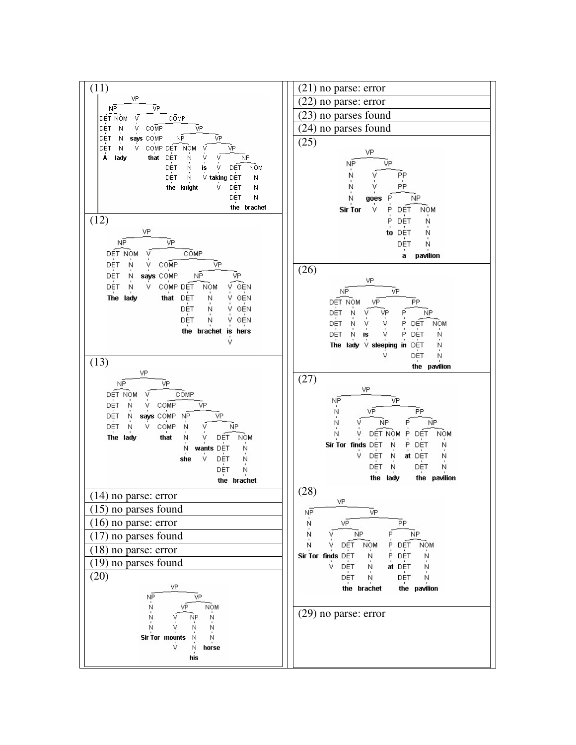(11)

```
[VP [NP [DET A] [NOM [N lady]]]
    [VP [V says]
        [COMP [COMP that]
              [VP [NP [DET the] [NOM [N knight]]]
                  [VP [V is]
                      [VP [V taking]
                          [NP [DET the] [NOM [N brachet]]]]]]]]]
```

(12)

```
[VP [NP [DET The] [NOM [N lady]]]
    [VP [V says]
        [COMP [COMP that]
              [VP [NP [DET the] [NOM [N brachet]]]
                  [VP [V is] [GEN hers]]]]]]
```

(13)

```
[VP [NP [DET The] [NOM [N lady]]]
    [VP [V says]
        [COMP [COMP that]
              [VP [NP [N she]]
                  [VP [V wants]
                      [NP [DET the] [NOM [N brachet]]]]]]]]
```

(14) no parse: error

(15) no parses found

(16) no parse: error

(17) no parses found

(18) no parse: error

(19) no parses found

(20)

```
[VP [NP [N Sir Tor]]
    [VP [VP [V mounts] [NP [N his]]]
        [NOM [N horse]]]]
```

(21) no parse: error

(22) no parse: error

(23) no parses found

(24) no parses found

(25)

```
[VP [NP [N Sir Tor]]
    [VP [V goes]
        [PP [P to] [NP [DET a] [NOM [N pavilion]]]]]]
```

(26)

```
[VP [NP [DET The] [NOM [N lady]]]
    [VP [VP [V is] [VP [V sleeping]]]
        [PP [P in] [NP [DET the] [NOM [N pavilion]]]]]]
```

(27)

```
[VP [NP [N Sir Tor]]
    [VP [VP [V finds] [NP [DET the] [NOM [N lady]]]]
        [PP [P at] [NP [DET the] [NOM [N pavilion]]]]]]
```

(28)

```
[VP [NP [N Sir Tor]]
    [VP [VP [V finds] [NP [DET the] [NOM [N brachet]]]]
        [PP [P at] [NP [DET the] [NOM [N pavilion]]]]]]
```

(29) no parse: error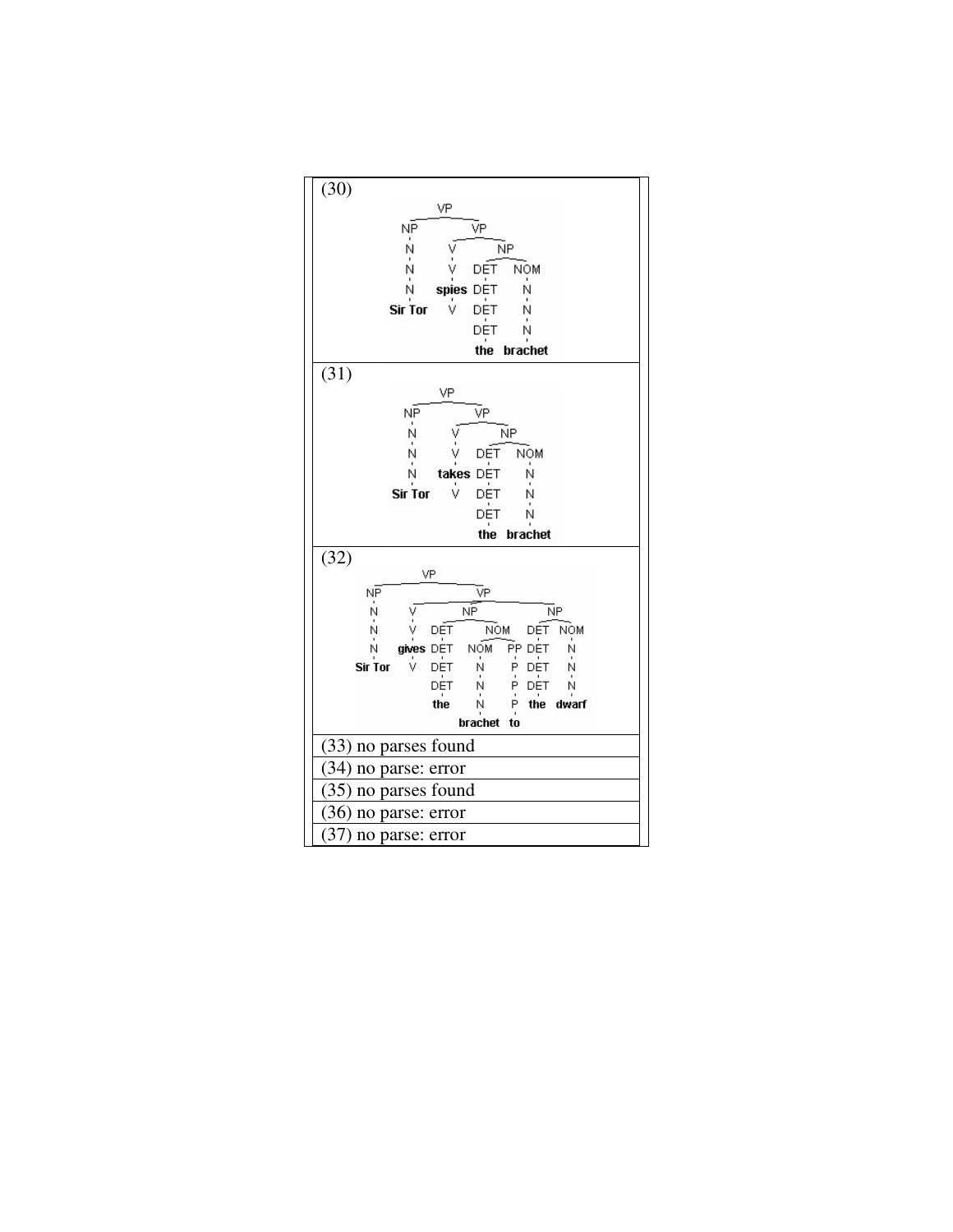| |
|---|
| (30) |
| (31) |
| (32) |
| (33) no parses found |
| (34) no parse: error |
| (35) no parses found |
| (36) no parse: error |
| (37) no parse: error |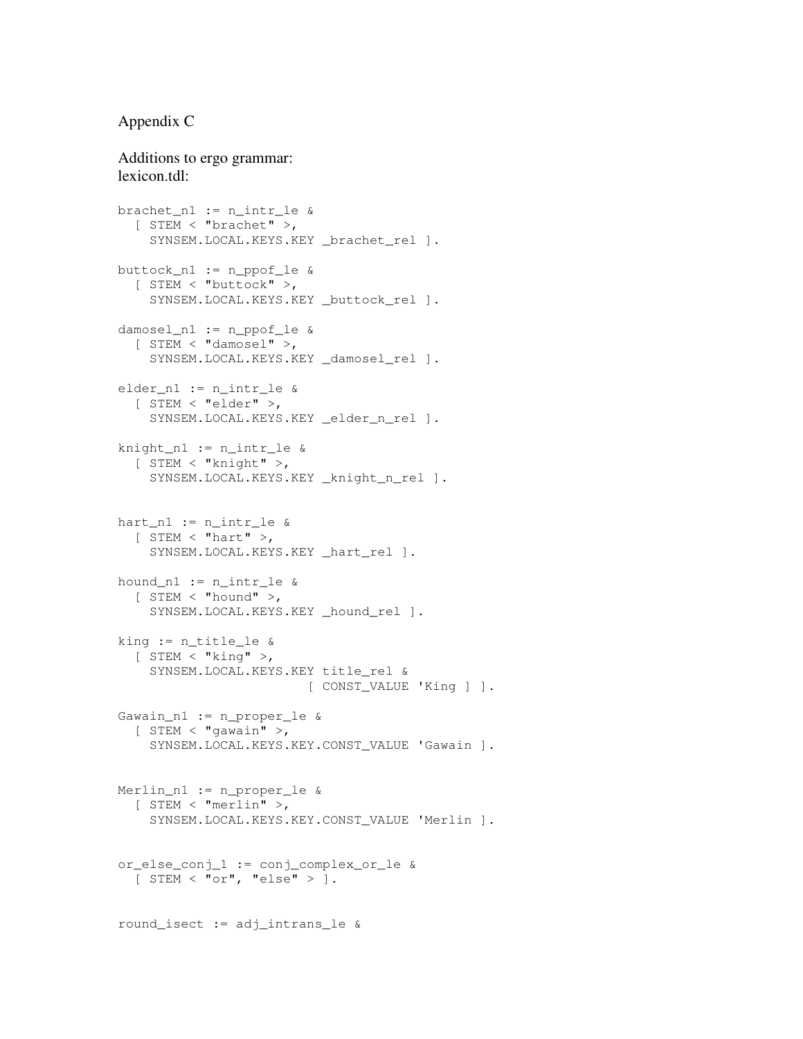Appendix C

Additions to ergo grammar:
lexicon.tdl:

```
brachet_n1 := n_intr_le &
  [ STEM < "brachet" >,
    SYNSEM.LOCAL.KEYS.KEY _brachet_rel ].

buttock_n1 := n_ppof_le &
  [ STEM < "buttock" >,
    SYNSEM.LOCAL.KEYS.KEY _buttock_rel ].

damosel_n1 := n_ppof_le &
  [ STEM < "damosel" >,
    SYNSEM.LOCAL.KEYS.KEY _damosel_rel ].

elder_n1 := n_intr_le &
  [ STEM < "elder" >,
    SYNSEM.LOCAL.KEYS.KEY _elder_n_rel ].

knight_n1 := n_intr_le &
  [ STEM < "knight" >,
    SYNSEM.LOCAL.KEYS.KEY _knight_n_rel ].


hart_n1 := n_intr_le &
  [ STEM < "hart" >,
    SYNSEM.LOCAL.KEYS.KEY _hart_rel ].

hound_n1 := n_intr_le &
  [ STEM < "hound" >,
    SYNSEM.LOCAL.KEYS.KEY _hound_rel ].

king := n_title_le &
  [ STEM < "king" >,
    SYNSEM.LOCAL.KEYS.KEY title_rel &
                         [ CONST_VALUE 'King ] ].

Gawain_n1 := n_proper_le &
  [ STEM < "gawain" >,
    SYNSEM.LOCAL.KEYS.KEY.CONST_VALUE 'Gawain ].


Merlin_n1 := n_proper_le &
  [ STEM < "merlin" >,
    SYNSEM.LOCAL.KEYS.KEY.CONST_VALUE 'Merlin ].


or_else_conj_1 := conj_complex_or_le &
  [ STEM < "or", "else" > ].


round_isect := adj_intrans_le &
```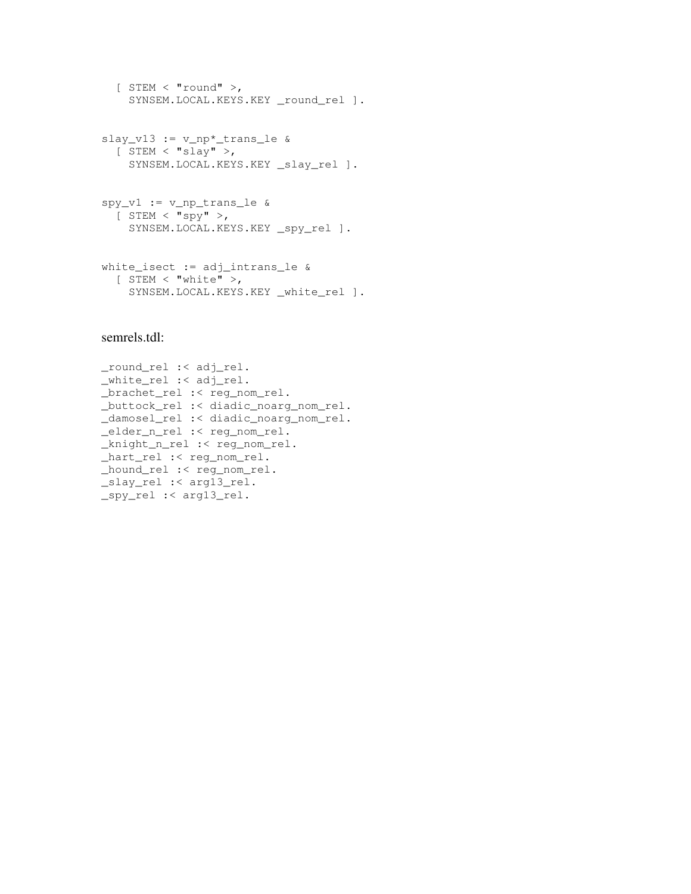```
  [ STEM < "round" >,
    SYNSEM.LOCAL.KEYS.KEY _round_rel ].


slay_v13 := v_np*_trans_le &
  [ STEM < "slay" >,
    SYNSEM.LOCAL.KEYS.KEY _slay_rel ].


spy_v1 := v_np_trans_le &
  [ STEM < "spy" >,
    SYNSEM.LOCAL.KEYS.KEY _spy_rel ].


white_isect := adj_intrans_le &
  [ STEM < "white" >,
    SYNSEM.LOCAL.KEYS.KEY _white_rel ].
```

semrels.tdl:

```
_round_rel :< adj_rel.
_white_rel :< adj_rel.
_brachet_rel :< reg_nom_rel.
_buttock_rel :< diadic_noarg_nom_rel.
_damosel_rel :< diadic_noarg_nom_rel.
_elder_n_rel :< reg_nom_rel.
_knight_n_rel :< reg_nom_rel.
_hart_rel :< reg_nom_rel.
_hound_rel :< reg_nom_rel.
_slay_rel :< arg13_rel.
_spy_rel :< arg13_rel.
```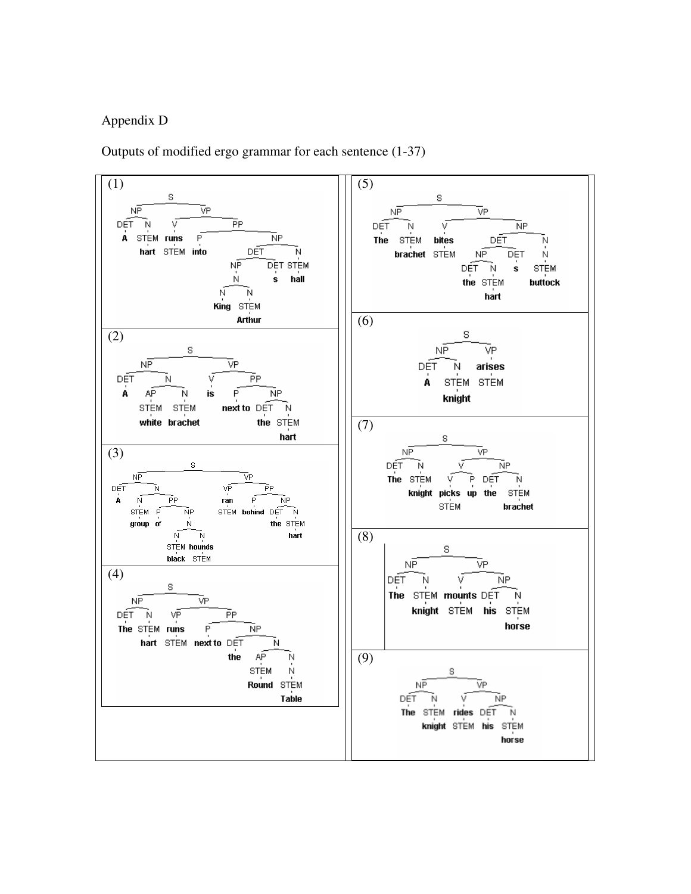Appendix D

Outputs of modified ergo grammar for each sentence (1-37)

(1)

```
S
├── NP
│   ├── DET: A
│   └── N: STEM hart
└── VP
    ├── V: runs STEM
    └── PP
        ├── P: into
        └── NP
            ├── DET
            │   ├── NP
            │   │   └── N
            │   │       ├── N: King
            │   │       └── N: STEM Arthur
            │   └── DET: s
            └── N: STEM hall
```

(2)

```
S
├── NP
│   ├── DET: A
│   └── N
│       ├── AP: STEM white
│       └── N: STEM brachet
└── VP
    ├── V: is
    └── PP
        ├── P: next to
        └── NP
            ├── DET: the
            └── N: STEM hart
```

(3)

```
S
├── NP
│   ├── DET: A
│   └── N
│       ├── N: STEM group
│       └── PP
│           ├── P: of
│           └── NP
│               └── N
│                   ├── N: STEM black
│                   └── N: hounds STEM
└── VP
    ├── VP: ran STEM
    └── PP
        ├── P: behind
        └── NP
            ├── DET: the
            └── N: STEM hart
```

(4)

```
S
├── NP
│   ├── DET: The
│   └── N: STEM hart
└── VP
    ├── VP: runs STEM
    └── PP
        ├── P: next to
        └── NP
            ├── DET: the
            └── N
                ├── AP: STEM Round
                └── N
                    └── N: STEM Table
```

(5)

```
S
├── NP
│   ├── DET: The
│   └── N: STEM brachet
└── VP
    ├── V: bites STEM
    └── NP
        ├── DET
        │   ├── NP
        │   │   ├── DET: the
        │   │   └── N: STEM hart
        │   └── DET: s
        └── N
            └── N: STEM buttock
```

(6)

```
S
├── NP
│   ├── DET: A
│   └── N: STEM knight
└── VP: arises STEM
```

(7)

```
S
├── NP
│   ├── DET: The
│   └── N: STEM knight
└── VP
    ├── V
    │   ├── V: picks STEM
    │   └── P: up
    └── NP
        ├── DET: the
        └── N: STEM brachet
```

(8)

```
S
├── NP
│   ├── DET: The
│   └── N: STEM knight
└── VP
    ├── V: mounts STEM
    └── NP
        ├── DET: his
        └── N: STEM horse
```

(9)

```
S
├── NP
│   ├── DET: The
│   └── N: STEM knight
└── VP
    ├── V: rides STEM
    └── NP
        ├── DET: his
        └── N: STEM horse
```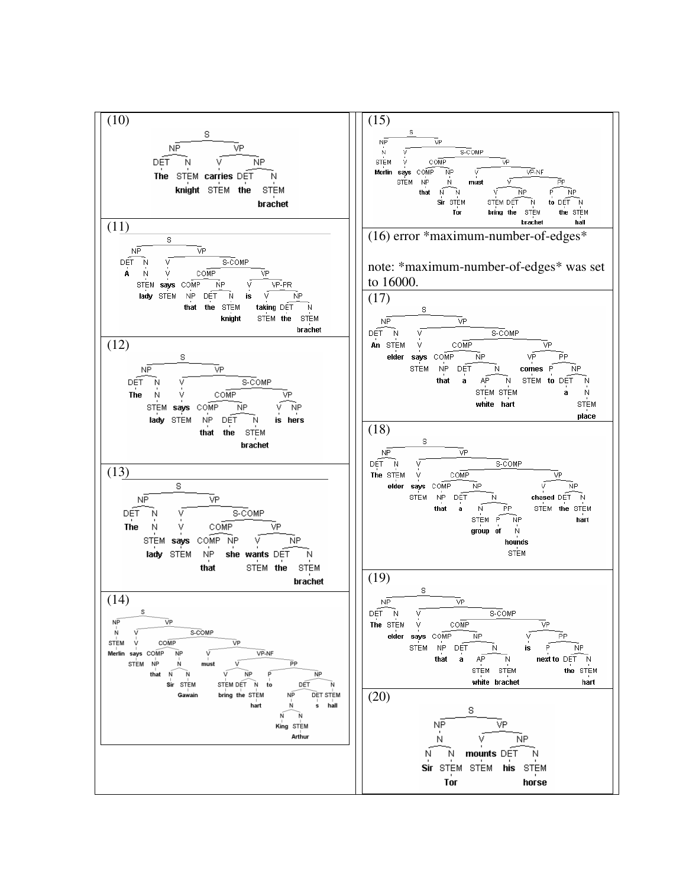(10)

```
(S (NP (DET The) (N (STEM knight)))
   (VP (V (carries STEM))
       (NP (DET the) (N (STEM brachet)))))
```

(11)

```
(S (NP (DET A) (N (N (STEM lady))))
   (VP (V (V (says STEM)))
       (S-COMP (COMP (COMP (NP that)) (NP (DET the) (N (STEM knight))))
               (VP (V is)
                   (VP-PR (V (taking STEM))
                          (NP (DET the) (N (STEM brachet))))))))
```

(12)

```
(S (NP (DET The) (N (N (STEM lady))))
   (VP (V (V (says STEM)))
       (S-COMP (COMP (COMP (NP that)) (NP (DET the) (N (STEM brachet))))
               (VP (V is) (NP hers)))))
```

(13)

```
(S (NP (DET The) (N (N (STEM lady))))
   (VP (V (V (says STEM)))
       (S-COMP (COMP (COMP (NP that)) (NP she))
               (VP (V (wants STEM))
                   (NP (DET the) (N (STEM brachet)))))))
```

(14)

```
(S (NP (N (STEM Merlin)))
   (VP (V (V (says STEM)))
       (S-COMP (COMP (COMP (NP that)) (NP (N (N Sir) (N (STEM Gawain)))))
               (VP (V must)
                   (VP-NF (V (V (STEM bring)) (NP (DET the) (N (STEM hart))))
                          (PP (P to)
                              (NP (DET (NP (N (N King) (N (STEM Arthur)))) (DET s))
                                  (N (STEM hall)))))))))
```

(15)

```
(S (NP (N (STEM Merlin)))
   (VP (V (V (says STEM)))
       (S-COMP (COMP (COMP (NP that)) (NP (N (N Sir) (N (STEM Tor)))))
               (VP (V must)
                   (VP-NF (V (V (STEM bring)) (NP (DET the) (N (STEM brachet))))
                          (PP (P to) (NP (DET the) (N (STEM hall)))))))))
```

(16) error *maximum-number-of-edges*

note: *maximum-number-of-edges* was set to 16000.

(17)

```
(S (NP (DET An) (N (STEM elder)))
   (VP (V (V (says STEM)))
       (S-COMP (COMP (COMP (NP that))
                     (NP (DET a) (N (AP (STEM white)) (N (STEM hart)))))
               (VP (VP (comes STEM))
                   (PP (P to) (NP (DET a) (N (STEM place))))))))
```

(18)

```
(S (NP (DET The) (N (STEM elder)))
   (VP (V (V (says STEM)))
       (S-COMP (COMP (COMP (NP that))
                     (NP (DET a) (N (N (STEM group)) (PP (P of) (NP (N (hounds STEM)))))))
               (VP (V (chased STEM))
                   (NP (DET the) (N (STEM hart)))))))
```

(19)

```
(S (NP (DET The) (N (STEM elder)))
   (VP (V (V (says STEM)))
       (S-COMP (COMP (COMP (NP that))
                     (NP (DET a) (N (AP (STEM white)) (N (STEM brachet)))))
               (VP (V is)
                   (PP (P next to) (NP (DET the) (N (STEM hart))))))))
```

(20)

```
(S (NP (N (N Sir) (N (STEM Tor))))
   (VP (V (mounts STEM))
       (NP (DET his) (N (STEM horse)))))
```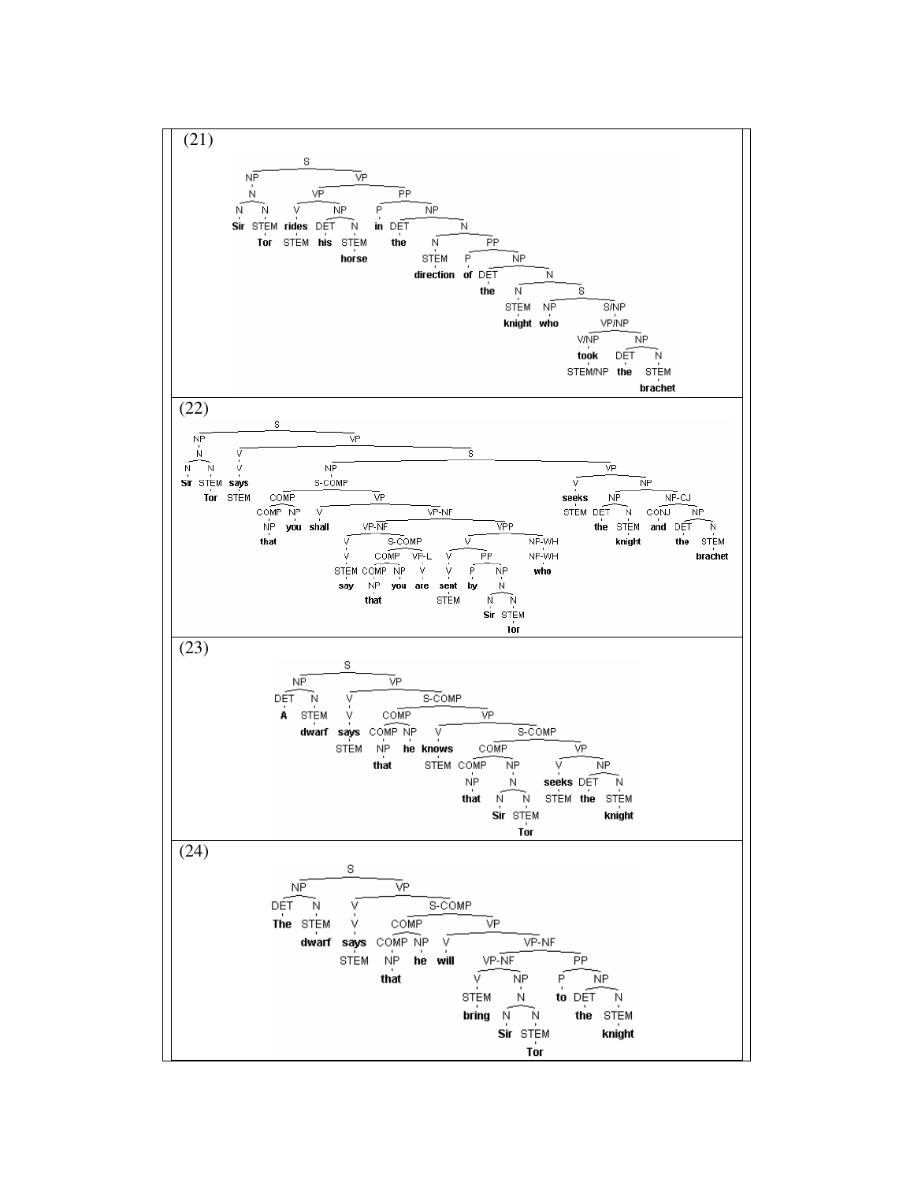(21)

```
[S [NP [N [N Sir] [N [STEM Tor]]]]
   [VP [VP [V [rides STEM]]
           [NP [DET his] [N [STEM horse]]]]
       [PP [P in]
           [NP [DET the]
               [N [N [STEM direction]]
                  [PP [P of]
                      [NP [DET the]
                          [N [N [STEM knight]]
                             [S [NP who]
                                [S/NP [VP/NP [V/NP [took STEM/NP]]
                                             [NP [DET the] [N [STEM brachet]]]]]]]]]]]]]]
```

(22)

```
[S [NP [N [N Sir] [N [STEM Tor]]]]
   [VP [V [V [says STEM]]]
       [S [NP [S-COMP [COMP [COMP [NP that]] [NP you]]
                      [VP [V shall]
                          [VP-NF [VP-NF [V [V [STEM say]]]
                                        [S-COMP [COMP [COMP [NP that]] [NP you]]
                                                [VP-L [V are]]]]
                                 [VPP [V [V [sent STEM]]]
                                      [PP [P by] [NP [N [N Sir] [N [STEM Tor]]]]]
                                      [NP-WH [NP-WH who]]]]]]]
          [VP [V [seeks STEM]]
              [NP [NP [DET the] [N [STEM knight]]]
                  [NP-CJ [CONJ and] [NP [DET the] [N [STEM brachet]]]]]]]]]
```

(23)

```
[S [NP [DET A] [N [STEM dwarf]]]
   [VP [V [says STEM]]
       [S-COMP [COMP [COMP [NP that]] [NP he]]
               [VP [V [knows STEM]]
                   [S-COMP [COMP [COMP [NP that]] [NP [N [N Sir] [N [STEM Tor]]]]]
                           [VP [V [seeks STEM]]
                               [NP [DET the] [N [STEM knight]]]]]]]]]
```

(24)

```
[S [NP [DET The] [N [STEM dwarf]]]
   [VP [V [V [says STEM]]]
       [S-COMP [COMP [COMP [NP that]] [NP he]]
               [VP [V will]
                   [VP-NF [VP-NF [V [STEM bring]]
                                 [NP [N [N Sir] [N [STEM Tor]]]]]
                          [PP [P to] [NP [DET the] [N [STEM knight]]]]]]]]]
```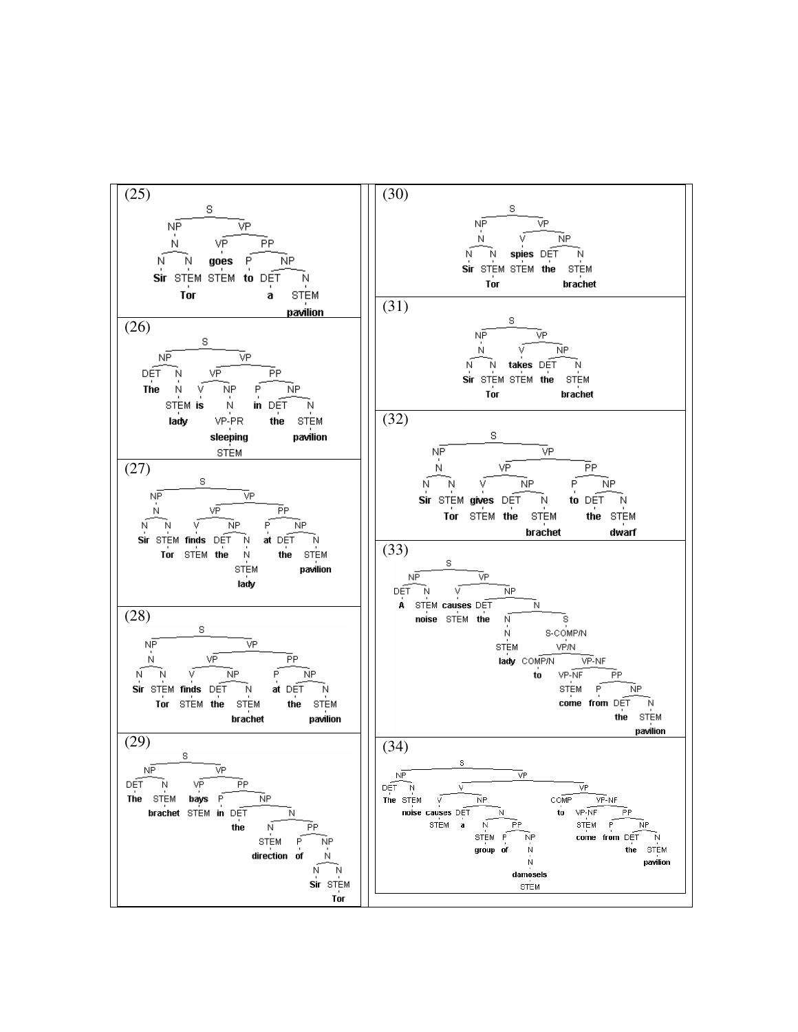(25)

```
[S [NP [N [N Sir] [N [STEM Tor]]]]
   [VP [VP goes [STEM]]
       [PP [P to] [NP [DET a] [N [STEM pavilion]]]]]]
```

(26)

```
[S [NP [DET The] [N [N [STEM lady]]]]
   [VP [VP [V is] [NP [N [VP-PR sleeping [STEM]]]]]
       [PP [P in] [NP [DET the] [N [STEM pavilion]]]]]]
```

(27)

```
[S [NP [N [N Sir] [N [STEM Tor]]]]
   [VP [VP [V finds [STEM]] [NP [DET the] [N [N [STEM lady]]]]]
       [PP [P at] [NP [DET the] [N [STEM pavilion]]]]]]
```

(28)

```
[S [NP [N [N Sir] [N [STEM Tor]]]]
   [VP [VP [V finds [STEM]] [NP [DET the] [N [STEM brachet]]]]
       [PP [P at] [NP [DET the] [N [STEM pavilion]]]]]]
```

(29)

```
[S [NP [DET The] [N [STEM brachet]]]
   [VP [VP bays [STEM]]
       [PP [P in] [NP [DET the] [N [N [STEM direction]]
                                  [PP [P of] [NP [N [N Sir] [N [STEM Tor]]]]]]]]]]
```

(30)

```
[S [NP [N [N Sir] [N [STEM Tor]]]]
   [VP [V spies [STEM]] [NP [DET the] [N [STEM brachet]]]]]
```

(31)

```
[S [NP [N [N Sir] [N [STEM Tor]]]]
   [VP [V takes [STEM]] [NP [DET the] [N [STEM brachet]]]]]
```

(32)

```
[S [NP [N [N Sir] [N [STEM Tor]]]]
   [VP [VP [V gives [STEM]] [NP [DET the] [N [STEM brachet]]]]
       [PP [P to] [NP [DET the] [N [STEM dwarf]]]]]]
```

(33)

```
[S [NP [DET A] [N [STEM noise]]]
   [VP [V causes [STEM]]
       [NP [DET the]
           [N [N [N [STEM lady]]]
              [S [S-COMP/N [VP/N [COMP/N to]
                                 [VP-NF [VP-NF [STEM come]]
                                        [PP [P from] [NP [DET the] [N [STEM pavilion]]]]]]]]]]]]
```

(34)

```
[S [NP [DET The] [N [STEM noise]]]
   [VP [V [V causes [STEM]]
          [NP [DET a] [N [N [STEM group]] [PP [P of] [NP [N [N damsels [STEM]]]]]]]]
       [VP [COMP to]
           [VP-NF [VP-NF [STEM come]]
                  [PP [P from] [NP [DET the] [N [STEM pavilion]]]]]]]]
```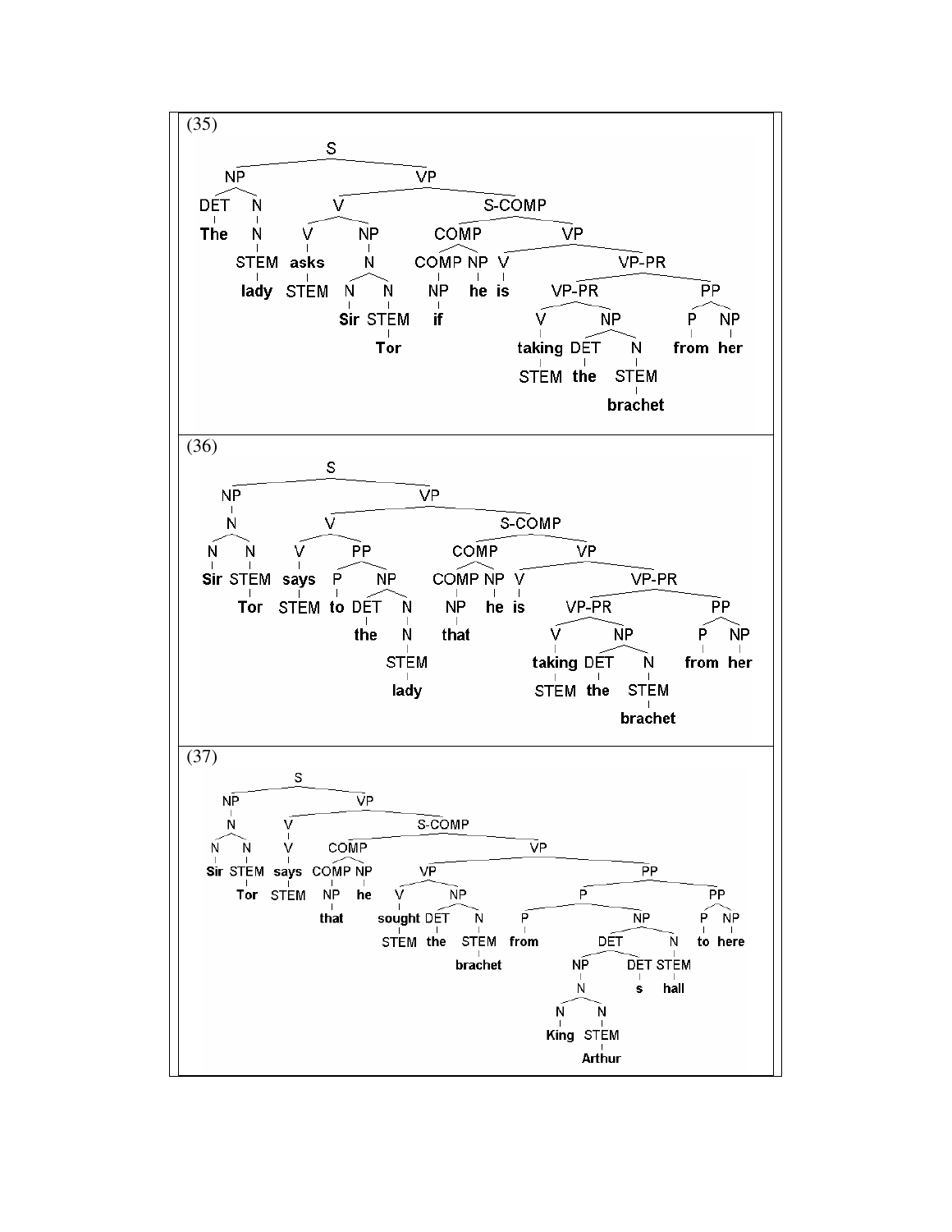(35)

S
NP VP
DET N V S-COMP
The N V NP COMP VP
STEM asks N COMP NP V VP-PR
lady STEM N N NP he is VP-PR PP
Sir STEM if V NP P NP
Tor taking DET N from her
STEM the STEM
brachet

(36)

S
NP VP
N V S-COMP
N N V PP COMP VP
Sir STEM says P NP COMP NP V VP-PR
Tor STEM to DET N NP he is VP-PR PP
the N that V NP P NP
STEM taking DET N from her
lady STEM the STEM
brachet

(37)

S
NP VP
N V S-COMP
N N V COMP VP
Sir STEM says COMP NP VP PP
Tor STEM NP he V NP P PP
that sought DET N P NP P NP
STEM the STEM from DET N to here
brachet NP DET STEM
N s hall
N N
King STEM
Arthur